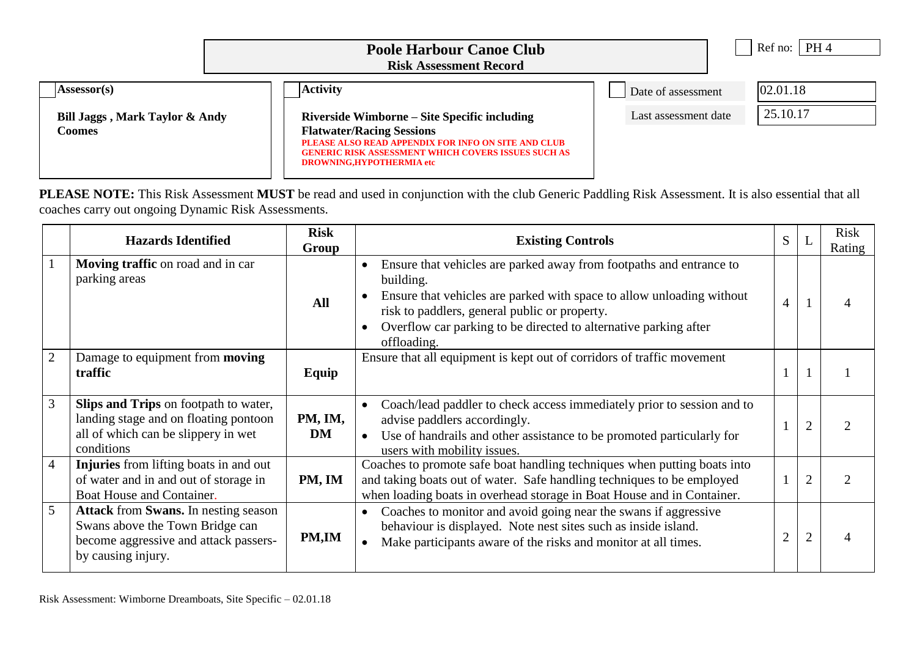# Poole Harbour Canoe Club

**Risk Assessment Record**

Ref no: PH 4

| **Assessor(s)** | **Activity** | Date of assessment | 02.01.18 |
|---|---|---|---|
| **Bill Jaggs , Mark Taylor & Andy Coomes** | **Riverside Wimborne – Site Specific including Flatwater/Racing Sessions** **PLEASE ALSO READ APPENDIX FOR INFO ON SITE AND CLUB GENERIC RISK ASSESSMENT WHICH COVERS ISSUES SUCH AS DROWNING,HYPOTHERMIA etc** | Last assessment date | 25.10.17 |

**PLEASE NOTE:** This Risk Assessment **MUST** be read and used in conjunction with the club Generic Paddling Risk Assessment. It is also essential that all coaches carry out ongoing Dynamic Risk Assessments.

| | Hazards Identified | Risk Group | Existing Controls | S | L | Risk Rating |
|---|---|---|---|---|---|---|
| 1 | **Moving traffic** on road and in car parking areas | **All** | • Ensure that vehicles are parked away from footpaths and entrance to building.<br>• Ensure that vehicles are parked with space to allow unloading without risk to paddlers, general public or property.<br>• Overflow car parking to be directed to alternative parking after offloading. | 4 | 1 | 4 |
| 2 | Damage to equipment from **moving traffic** | **Equip** | Ensure that all equipment is kept out of corridors of traffic movement | 1 | 1 | 1 |
| 3 | **Slips and Trips** on footpath to water, landing stage and on floating pontoon all of which can be slippery in wet conditions | **PM, IM, DM** | • Coach/lead paddler to check access immediately prior to session and to advise paddlers accordingly.<br>• Use of handrails and other assistance to be promoted particularly for users with mobility issues. | 1 | 2 | 2 |
| 4 | **Injuries** from lifting boats in and out of water and in and out of storage in Boat House and Container. | **PM, IM** | Coaches to promote safe boat handling techniques when putting boats into and taking boats out of water. Safe handling techniques to be employed when loading boats in overhead storage in Boat House and in Container. | 1 | 2 | 2 |
| 5 | **Attack** from **Swans.** In nesting season Swans above the Town Bridge can become aggressive and attack passers-by causing injury. | **PM,IM** | • Coaches to monitor and avoid going near the swans if aggressive behaviour is displayed. Note nest sites such as inside island.<br>• Make participants aware of the risks and monitor at all times. | 2 | 2 | 4 |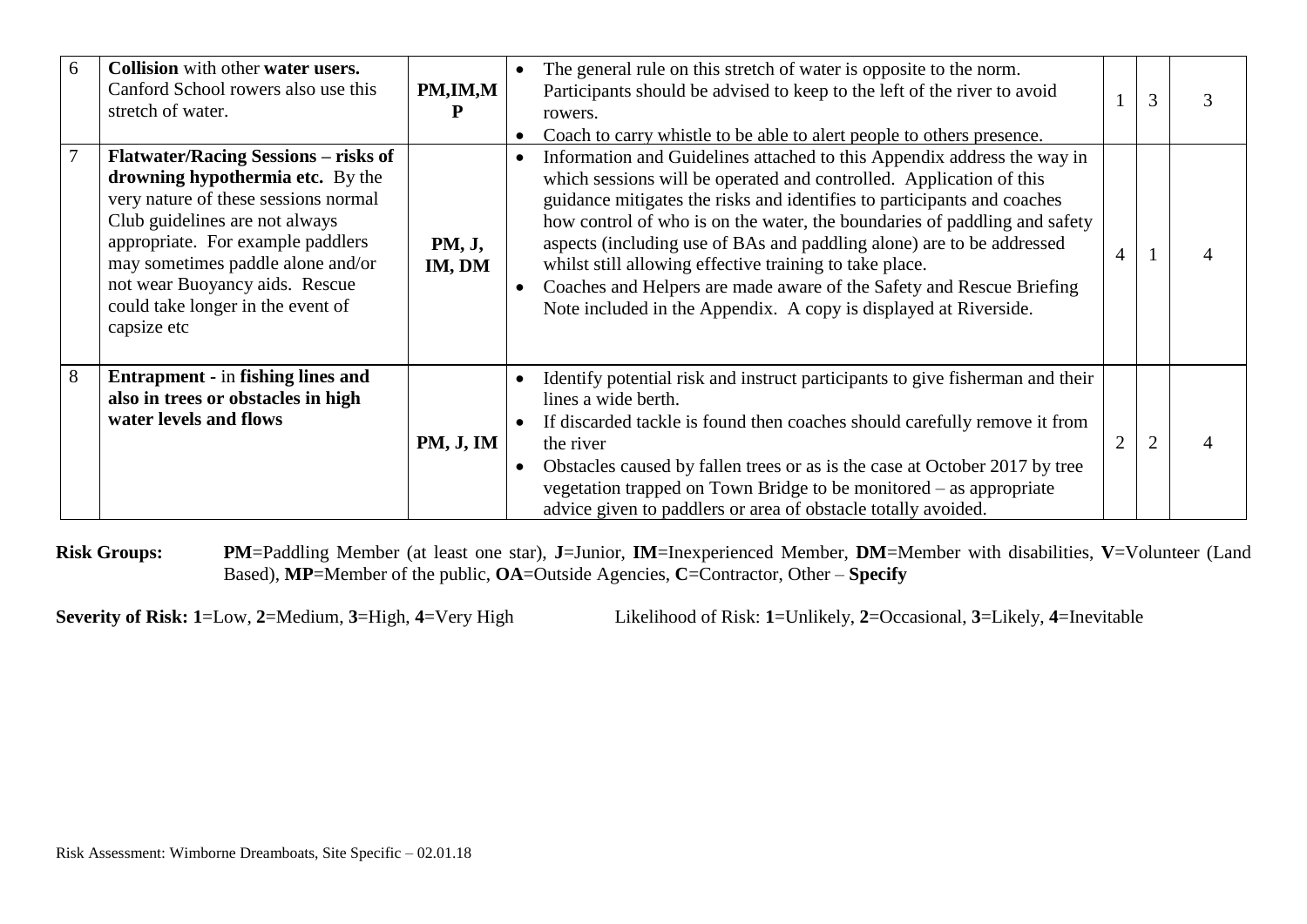| | | | | | | |
|---|---|---|---|---|---|---|
| 6 | **Collision** with other **water users.** Canford School rowers also use this stretch of water. | **PM,IM,MP** | • The general rule on this stretch of water is opposite to the norm. Participants should be advised to keep to the left of the river to avoid rowers.<br>• Coach to carry whistle to be able to alert people to others presence. | 1 | 3 | 3 |
| 7 | **Flatwater/Racing Sessions – risks of drowning hypothermia etc.** By the very nature of these sessions normal Club guidelines are not always appropriate. For example paddlers may sometimes paddle alone and/or not wear Buoyancy aids. Rescue could take longer in the event of capsize etc | **PM, J, IM, DM** | • Information and Guidelines attached to this Appendix address the way in which sessions will be operated and controlled. Application of this guidance mitigates the risks and identifies to participants and coaches how control of who is on the water, the boundaries of paddling and safety aspects (including use of BAs and paddling alone) are to be addressed whilst still allowing effective training to take place.<br>• Coaches and Helpers are made aware of the Safety and Rescue Briefing Note included in the Appendix. A copy is displayed at Riverside. | 4 | 1 | 4 |
| 8 | **Entrapment** - in **fishing lines and also in trees or obstacles in high water levels and flows** | **PM, J, IM** | • Identify potential risk and instruct participants to give fisherman and their lines a wide berth.<br>• If discarded tackle is found then coaches should carefully remove it from the river<br>• Obstacles caused by fallen trees or as is the case at October 2017 by tree vegetation trapped on Town Bridge to be monitored – as appropriate advice given to paddlers or area of obstacle totally avoided. | 2 | 2 | 4 |

**Risk Groups:** **PM**=Paddling Member (at least one star), **J**=Junior, **IM**=Inexperienced Member, **DM**=Member with disabilities, **V**=Volunteer (Land Based), **MP**=Member of the public, **OA**=Outside Agencies, **C**=Contractor, Other – **Specify**

**Severity of Risk: 1**=Low, **2**=Medium, **3**=High, **4**=Very High

Likelihood of Risk: **1**=Unlikely, **2**=Occasional, **3**=Likely, **4**=Inevitable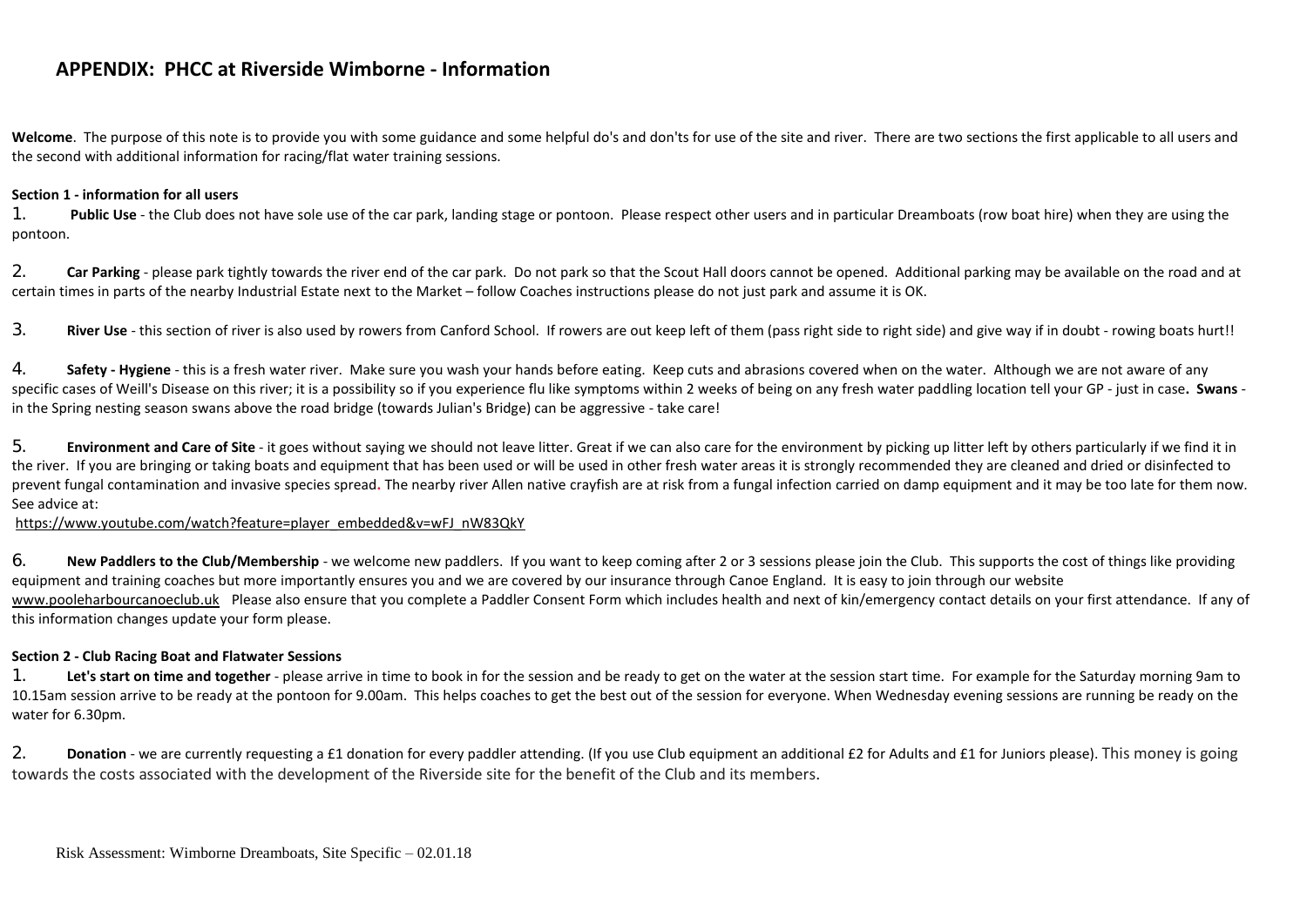## APPENDIX: PHCC at Riverside Wimborne - Information

**Welcome**. The purpose of this note is to provide you with some guidance and some helpful do's and don'ts for use of the site and river. There are two sections the first applicable to all users and the second with additional information for racing/flat water training sessions.

**Section 1 - information for all users**

1. **Public Use** - the Club does not have sole use of the car park, landing stage or pontoon. Please respect other users and in particular Dreamboats (row boat hire) when they are using the pontoon.

2. **Car Parking** - please park tightly towards the river end of the car park. Do not park so that the Scout Hall doors cannot be opened. Additional parking may be available on the road and at certain times in parts of the nearby Industrial Estate next to the Market – follow Coaches instructions please do not just park and assume it is OK.

3. **River Use** - this section of river is also used by rowers from Canford School. If rowers are out keep left of them (pass right side to right side) and give way if in doubt - rowing boats hurt!!

4. **Safety - Hygiene** - this is a fresh water river. Make sure you wash your hands before eating. Keep cuts and abrasions covered when on the water. Although we are not aware of any specific cases of Weill's Disease on this river; it is a possibility so if you experience flu like symptoms within 2 weeks of being on any fresh water paddling location tell your GP - just in case**. Swans** - in the Spring nesting season swans above the road bridge (towards Julian's Bridge) can be aggressive - take care!

5. **Environment and Care of Site** - it goes without saying we should not leave litter. Great if we can also care for the environment by picking up litter left by others particularly if we find it in the river. If you are bringing or taking boats and equipment that has been used or will be used in other fresh water areas it is strongly recommended they are cleaned and dried or disinfected to prevent fungal contamination and invasive species spread. The nearby river Allen native crayfish are at risk from a fungal infection carried on damp equipment and it may be too late for them now. See advice at:
https://www.youtube.com/watch?feature=player_embedded&v=wFJ_nW83QkY

6. **New Paddlers to the Club/Membership** - we welcome new paddlers. If you want to keep coming after 2 or 3 sessions please join the Club. This supports the cost of things like providing equipment and training coaches but more importantly ensures you and we are covered by our insurance through Canoe England. It is easy to join through our website www.pooleharbourcanoeclub.uk Please also ensure that you complete a Paddler Consent Form which includes health and next of kin/emergency contact details on your first attendance. If any of this information changes update your form please.

**Section 2 - Club Racing Boat and Flatwater Sessions**

1. **Let's start on time and together** - please arrive in time to book in for the session and be ready to get on the water at the session start time. For example for the Saturday morning 9am to 10.15am session arrive to be ready at the pontoon for 9.00am. This helps coaches to get the best out of the session for everyone. When Wednesday evening sessions are running be ready on the water for 6.30pm.

2. **Donation** - we are currently requesting a £1 donation for every paddler attending. (If you use Club equipment an additional £2 for Adults and £1 for Juniors please). This money is going towards the costs associated with the development of the Riverside site for the benefit of the Club and its members.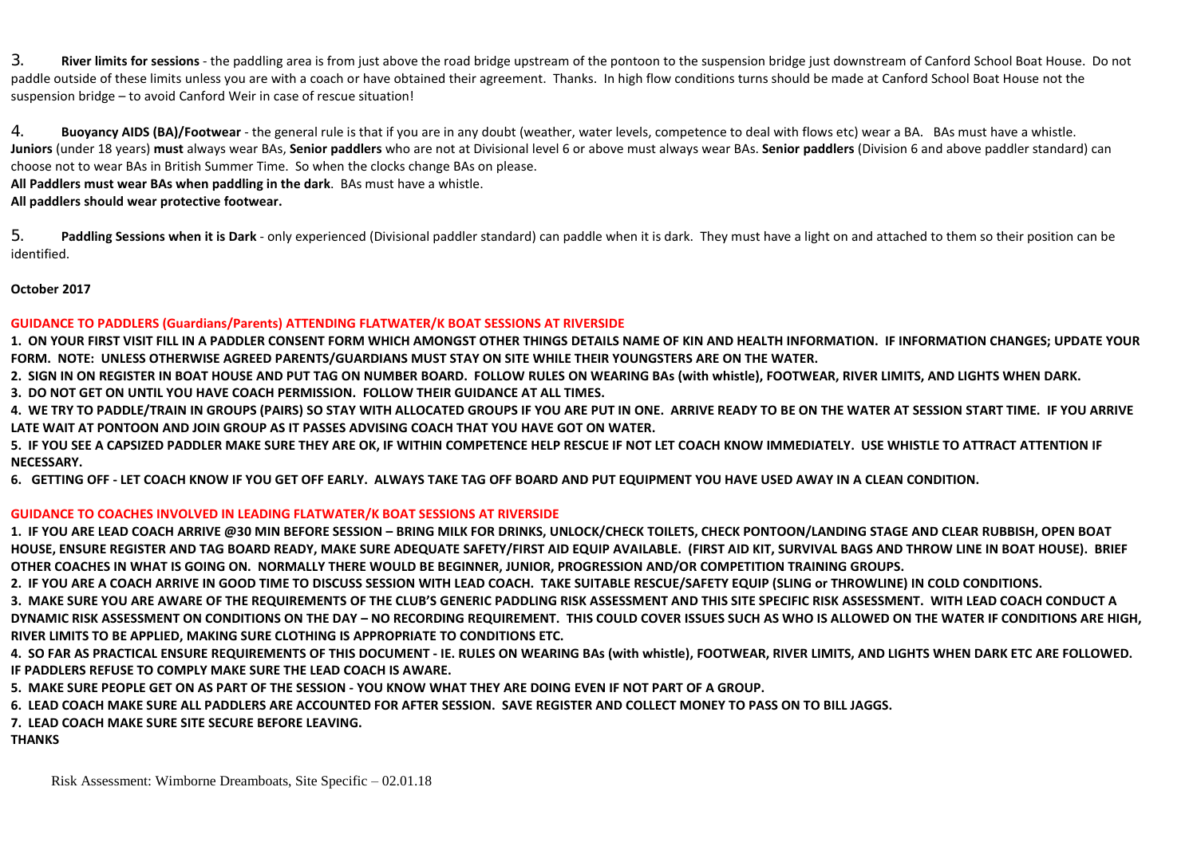3. **River limits for sessions** - the paddling area is from just above the road bridge upstream of the pontoon to the suspension bridge just downstream of Canford School Boat House. Do not paddle outside of these limits unless you are with a coach or have obtained their agreement. Thanks. In high flow conditions turns should be made at Canford School Boat House not the suspension bridge – to avoid Canford Weir in case of rescue situation!

4. **Buoyancy AIDS (BA)/Footwear** - the general rule is that if you are in any doubt (weather, water levels, competence to deal with flows etc) wear a BA. BAs must have a whistle. **Juniors** (under 18 years) **must** always wear BAs, **Senior paddlers** who are not at Divisional level 6 or above must always wear BAs. **Senior paddlers** (Division 6 and above paddler standard) can choose not to wear BAs in British Summer Time. So when the clocks change BAs on please.
**All Paddlers must wear BAs when paddling in the dark**. BAs must have a whistle.
**All paddlers should wear protective footwear.**

5. **Paddling Sessions when it is Dark** - only experienced (Divisional paddler standard) can paddle when it is dark. They must have a light on and attached to them so their position can be identified.

**October 2017**

**GUIDANCE TO PADDLERS (Guardians/Parents) ATTENDING FLATWATER/K BOAT SESSIONS AT RIVERSIDE**

**1. ON YOUR FIRST VISIT FILL IN A PADDLER CONSENT FORM WHICH AMONGST OTHER THINGS DETAILS NAME OF KIN AND HEALTH INFORMATION. IF INFORMATION CHANGES; UPDATE YOUR FORM. NOTE: UNLESS OTHERWISE AGREED PARENTS/GUARDIANS MUST STAY ON SITE WHILE THEIR YOUNGSTERS ARE ON THE WATER.**

**2. SIGN IN ON REGISTER IN BOAT HOUSE AND PUT TAG ON NUMBER BOARD. FOLLOW RULES ON WEARING BAs (with whistle), FOOTWEAR, RIVER LIMITS, AND LIGHTS WHEN DARK.**

**3. DO NOT GET ON UNTIL YOU HAVE COACH PERMISSION. FOLLOW THEIR GUIDANCE AT ALL TIMES.**

**4. WE TRY TO PADDLE/TRAIN IN GROUPS (PAIRS) SO STAY WITH ALLOCATED GROUPS IF YOU ARE PUT IN ONE. ARRIVE READY TO BE ON THE WATER AT SESSION START TIME. IF YOU ARRIVE LATE WAIT AT PONTOON AND JOIN GROUP AS IT PASSES ADVISING COACH THAT YOU HAVE GOT ON WATER.**

**5. IF YOU SEE A CAPSIZED PADDLER MAKE SURE THEY ARE OK, IF WITHIN COMPETENCE HELP RESCUE IF NOT LET COACH KNOW IMMEDIATELY. USE WHISTLE TO ATTRACT ATTENTION IF NECESSARY.**

**6. GETTING OFF - LET COACH KNOW IF YOU GET OFF EARLY. ALWAYS TAKE TAG OFF BOARD AND PUT EQUIPMENT YOU HAVE USED AWAY IN A CLEAN CONDITION.**

**GUIDANCE TO COACHES INVOLVED IN LEADING FLATWATER/K BOAT SESSIONS AT RIVERSIDE**

**1. IF YOU ARE LEAD COACH ARRIVE @30 MIN BEFORE SESSION – BRING MILK FOR DRINKS, UNLOCK/CHECK TOILETS, CHECK PONTOON/LANDING STAGE AND CLEAR RUBBISH, OPEN BOAT HOUSE, ENSURE REGISTER AND TAG BOARD READY, MAKE SURE ADEQUATE SAFETY/FIRST AID EQUIP AVAILABLE. (FIRST AID KIT, SURVIVAL BAGS AND THROW LINE IN BOAT HOUSE). BRIEF OTHER COACHES IN WHAT IS GOING ON. NORMALLY THERE WOULD BE BEGINNER, JUNIOR, PROGRESSION AND/OR COMPETITION TRAINING GROUPS.**

**2. IF YOU ARE A COACH ARRIVE IN GOOD TIME TO DISCUSS SESSION WITH LEAD COACH. TAKE SUITABLE RESCUE/SAFETY EQUIP (SLING or THROWLINE) IN COLD CONDITIONS.**

**3. MAKE SURE YOU ARE AWARE OF THE REQUIREMENTS OF THE CLUB'S GENERIC PADDLING RISK ASSESSMENT AND THIS SITE SPECIFIC RISK ASSESSMENT. WITH LEAD COACH CONDUCT A DYNAMIC RISK ASSESSMENT ON CONDITIONS ON THE DAY – NO RECORDING REQUIREMENT. THIS COULD COVER ISSUES SUCH AS WHO IS ALLOWED ON THE WATER IF CONDITIONS ARE HIGH, RIVER LIMITS TO BE APPLIED, MAKING SURE CLOTHING IS APPROPRIATE TO CONDITIONS ETC.**

**4. SO FAR AS PRACTICAL ENSURE REQUIREMENTS OF THIS DOCUMENT - IE. RULES ON WEARING BAs (with whistle), FOOTWEAR, RIVER LIMITS, AND LIGHTS WHEN DARK ETC ARE FOLLOWED. IF PADDLERS REFUSE TO COMPLY MAKE SURE THE LEAD COACH IS AWARE.**

**5. MAKE SURE PEOPLE GET ON AS PART OF THE SESSION - YOU KNOW WHAT THEY ARE DOING EVEN IF NOT PART OF A GROUP.**

**6. LEAD COACH MAKE SURE ALL PADDLERS ARE ACCOUNTED FOR AFTER SESSION. SAVE REGISTER AND COLLECT MONEY TO PASS ON TO BILL JAGGS.**

**7. LEAD COACH MAKE SURE SITE SECURE BEFORE LEAVING.**

**THANKS**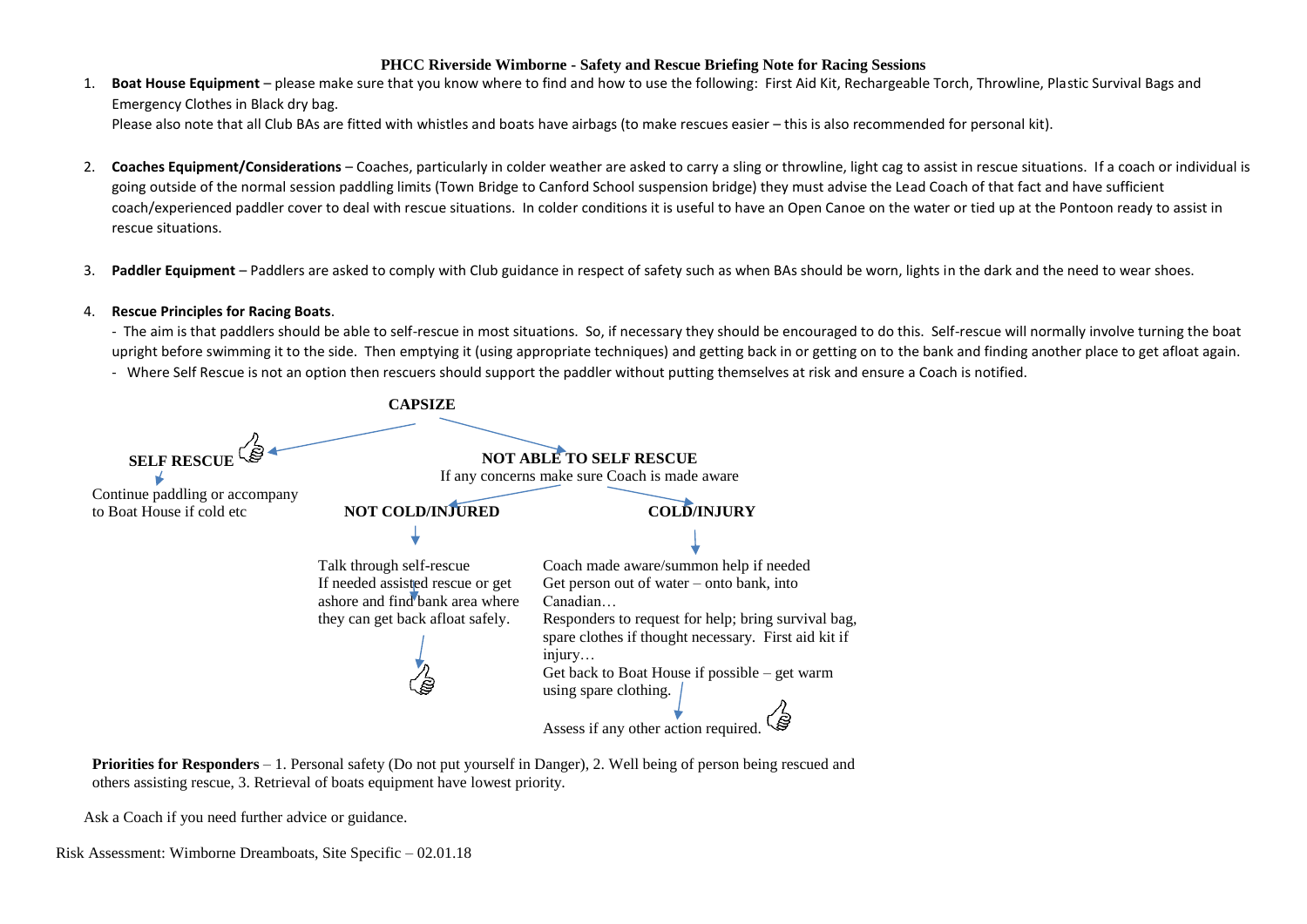**PHCC Riverside Wimborne - Safety and Rescue Briefing Note for Racing Sessions**

1. **Boat House Equipment** – please make sure that you know where to find and how to use the following: First Aid Kit, Rechargeable Torch, Throwline, Plastic Survival Bags and Emergency Clothes in Black dry bag.
   Please also note that all Club BAs are fitted with whistles and boats have airbags (to make rescues easier – this is also recommended for personal kit).

2. **Coaches Equipment/Considerations** – Coaches, particularly in colder weather are asked to carry a sling or throwline, light cag to assist in rescue situations. If a coach or individual is going outside of the normal session paddling limits (Town Bridge to Canford School suspension bridge) they must advise the Lead Coach of that fact and have sufficient coach/experienced paddler cover to deal with rescue situations. In colder conditions it is useful to have an Open Canoe on the water or tied up at the Pontoon ready to assist in rescue situations.

3. **Paddler Equipment** – Paddlers are asked to comply with Club guidance in respect of safety such as when BAs should be worn, lights in the dark and the need to wear shoes.

4. **Rescue Principles for Racing Boats**.
   - The aim is that paddlers should be able to self-rescue in most situations. So, if necessary they should be encouraged to do this. Self-rescue will normally involve turning the boat upright before swimming it to the side. Then emptying it (using appropriate techniques) and getting back in or getting on to the bank and finding another place to get afloat again.
   - Where Self Rescue is not an option then rescuers should support the paddler without putting themselves at risk and ensure a Coach is notified.

**CAPSIZE**

**SELF RESCUE**

Continue paddling or accompany to Boat House if cold etc

**NOT ABLE TO SELF RESCUE**

If any concerns make sure Coach is made aware

**NOT COLD/INJURED**

Talk through self-rescue
If needed assisted rescue or get ashore and find bank area where they can get back afloat safely.

**COLD/INJURY**

Coach made aware/summon help if needed
Get person out of water – onto bank, into Canadian…
Responders to request for help; bring survival bag, spare clothes if thought necessary. First aid kit if injury…
Get back to Boat House if possible – get warm using spare clothing.

Assess if any other action required.

**Priorities for Responders** – 1. Personal safety (Do not put yourself in Danger), 2. Well being of person being rescued and others assisting rescue, 3. Retrieval of boats equipment have lowest priority.

Ask a Coach if you need further advice or guidance.

Risk Assessment: Wimborne Dreamboats, Site Specific – 02.01.18